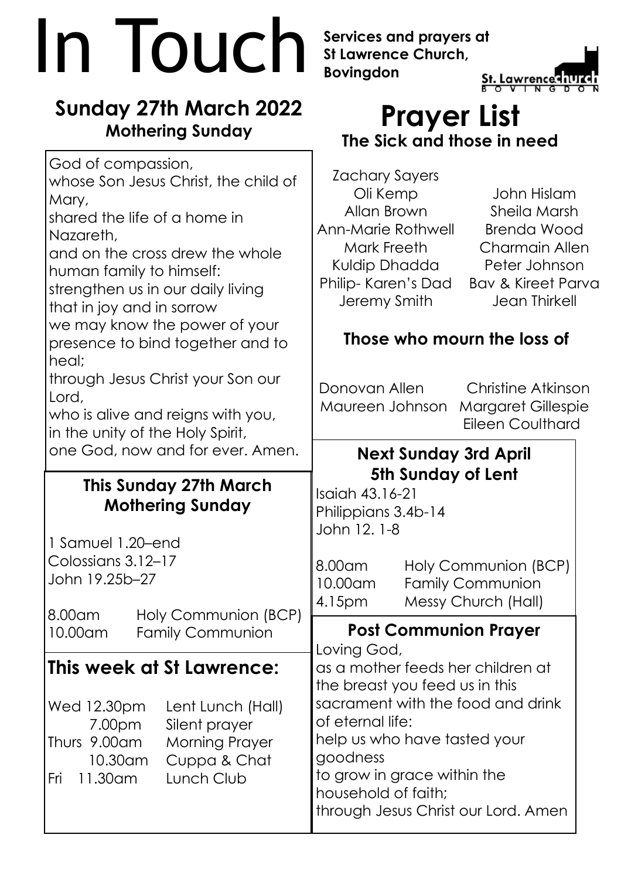# In Touch

**Services and prayers at St Lawrence Church, Bovingdon**

St. Lawrence church BOVINGDON

## Sunday 27th March 2022
### Mothering Sunday

God of compassion,
whose Son Jesus Christ, the child of Mary,
shared the life of a home in Nazareth,
and on the cross drew the whole human family to himself:
strengthen us in our daily living
that in joy and in sorrow
we may know the power of your presence to bind together and to heal;
through Jesus Christ your Son our Lord,
who is alive and reigns with you,
in the unity of the Holy Spirit,
one God, now and for ever. Amen.

### This Sunday 27th March
### Mothering Sunday

1 Samuel 1.20–end
Colossians 3.12–17
John 19.25b–27

| | |
|---|---|
| 8.00am | Holy Communion (BCP) |
| 10.00am | Family Communion |

## This week at St Lawrence:

| | |
|---|---|
| Wed 12.30pm | Lent Lunch (Hall) |
| 7.00pm | Silent prayer |
| Thurs 9.00am | Morning Prayer |
| 10.30am | Cuppa & Chat |
| Fri 11.30am | Lunch Club |

## Prayer List
### The Sick and those in need

Zachary Sayers
Oli Kemp
Allan Brown
Ann-Marie Rothwell
Mark Freeth
Kuldip Dhadda
Philip- Karen's Dad
Jeremy Smith
John Hislam
Sheila Marsh
Brenda Wood
Charmain Allen
Peter Johnson
Bav & Kireet Parva
Jean Thirkell

### Those who mourn the loss of

Donovan Allen
Maureen Johnson
Christine Atkinson
Margaret Gillespie
Eileen Coulthard

### Next Sunday 3rd April
### 5th Sunday of Lent

Isaiah 43.16-21
Philippians 3.4b-14
John 12. 1-8

| | |
|---|---|
| 8.00am | Holy Communion (BCP) |
| 10.00am | Family Communion |
| 4.15pm | Messy Church (Hall) |

### Post Communion Prayer

Loving God,
as a mother feeds her children at the breast you feed us in this sacrament with the food and drink of eternal life:
help us who have tasted your goodness
to grow in grace within the household of faith;
through Jesus Christ our Lord. Amen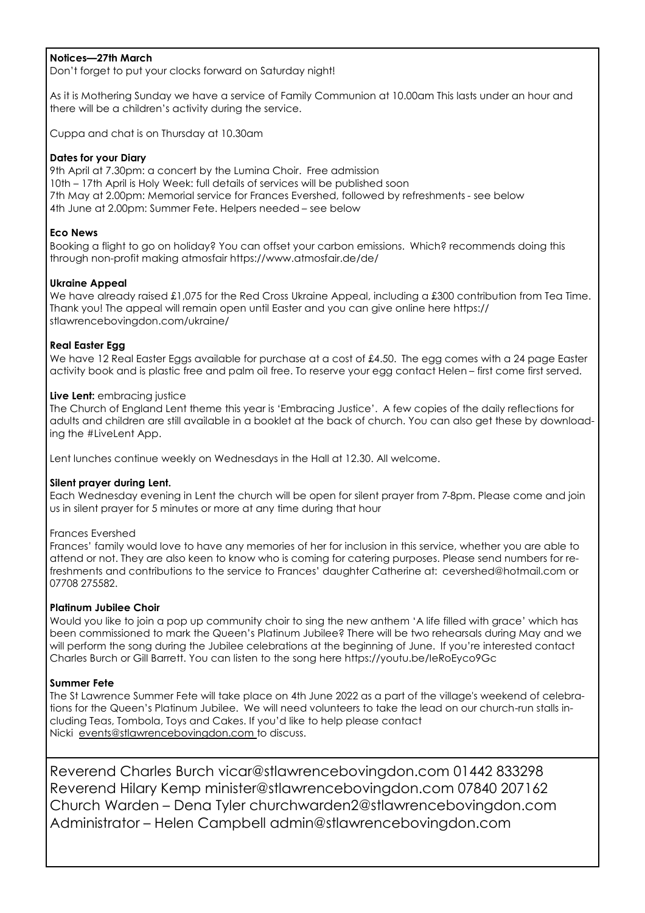**Notices—27th March**

Don't forget to put your clocks forward on Saturday night!

As it is Mothering Sunday we have a service of Family Communion at 10.00am This lasts under an hour and there will be a children's activity during the service.

Cuppa and chat is on Thursday at 10.30am

**Dates for your Diary**

9th April at 7.30pm: a concert by the Lumina Choir. Free admission
10th – 17th April is Holy Week: full details of services will be published soon
7th May at 2.00pm: Memorial service for Frances Evershed, followed by refreshments - see below
4th June at 2.00pm: Summer Fete. Helpers needed – see below

**Eco News**

Booking a flight to go on holiday? You can offset your carbon emissions. Which? recommends doing this through non-profit making atmosfair https://www.atmosfair.de/de/

**Ukraine Appeal**

We have already raised £1,075 for the Red Cross Ukraine Appeal, including a £300 contribution from Tea Time. Thank you! The appeal will remain open until Easter and you can give online here https://stlawrencebovingdon.com/ukraine/

**Real Easter Egg**

We have 12 Real Easter Eggs available for purchase at a cost of £4.50. The egg comes with a 24 page Easter activity book and is plastic free and palm oil free. To reserve your egg contact Helen – first come first served.

**Live Lent:** embracing justice

The Church of England Lent theme this year is 'Embracing Justice'. A few copies of the daily reflections for adults and children are still available in a booklet at the back of church. You can also get these by downloading the #LiveLent App.

Lent lunches continue weekly on Wednesdays in the Hall at 12.30. All welcome.

**Silent prayer during Lent.**

Each Wednesday evening in Lent the church will be open for silent prayer from 7-8pm. Please come and join us in silent prayer for 5 minutes or more at any time during that hour

Frances Evershed

Frances' family would love to have any memories of her for inclusion in this service, whether you are able to attend or not. They are also keen to know who is coming for catering purposes. Please send numbers for refreshments and contributions to the service to Frances' daughter Catherine at: cevershed@hotmail.com or 07708 275582.

**Platinum Jubilee Choir**

Would you like to join a pop up community choir to sing the new anthem 'A life filled with grace' which has been commissioned to mark the Queen's Platinum Jubilee? There will be two rehearsals during May and we will perform the song during the Jubilee celebrations at the beginning of June. If you're interested contact Charles Burch or Gill Barrett. You can listen to the song here https://youtu.be/IeRoEyco9Gc

**Summer Fete**

The St Lawrence Summer Fete will take place on 4th June 2022 as a part of the village's weekend of celebrations for the Queen's Platinum Jubilee. We will need volunteers to take the lead on our church-run stalls including Teas, Tombola, Toys and Cakes. If you'd like to help please contact Nicki events@stlawrencebovingdon.com to discuss.

Reverend Charles Burch vicar@stlawrencebovingdon.com 01442 833298
Reverend Hilary Kemp minister@stlawrencebovingdon.com 07840 207162
Church Warden – Dena Tyler churchwarden2@stlawrencebovingdon.com
Administrator – Helen Campbell admin@stlawrencebovingdon.com